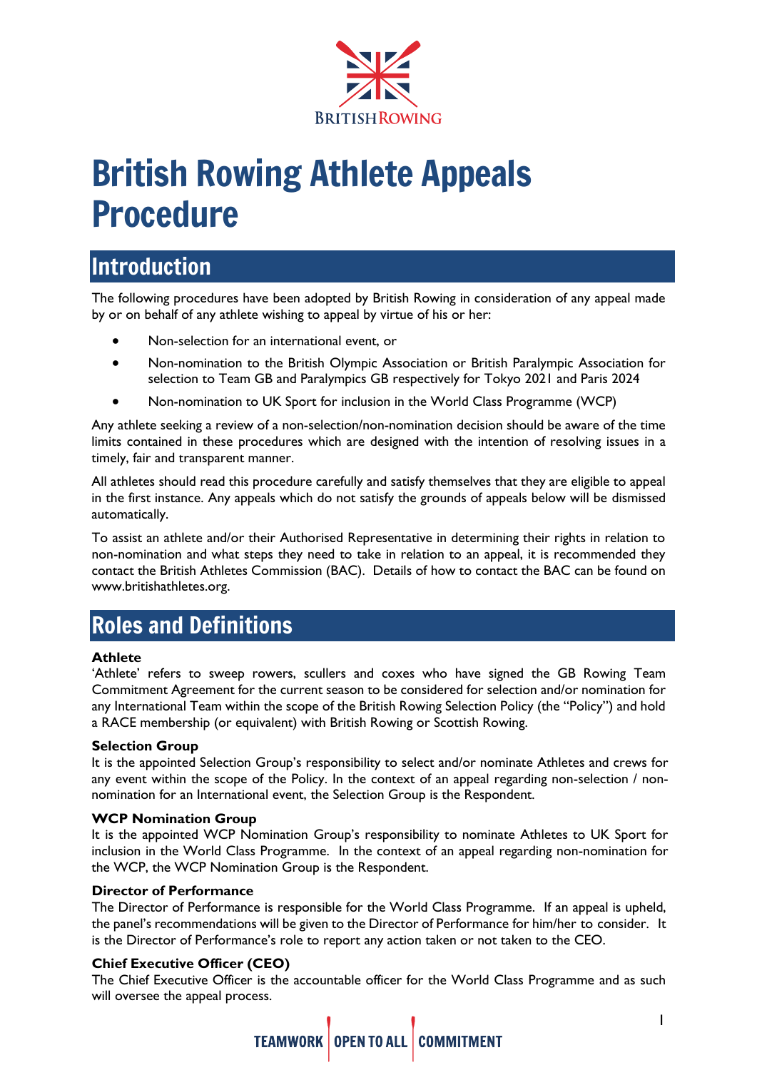# British Rowing Athlete Appeals Procedure

## Introduction

The following procedures have been adopted by British Rowing in consideration of any appeal made by or on behalf of any athlete wishing to appeal by virtue of his or her:

- Non-selection for an international event, or
- Non-nomination to the British Olympic Association or British Paralympic Association for selection to Team GB and Paralympics GB respectively for Tokyo 2021 and Paris 2024
- Non-nomination to UK Sport for inclusion in the World Class Programme (WCP)

Any athlete seeking a review of a non-selection/non-nomination decision should be aware of the time limits contained in these procedures which are designed with the intention of resolving issues in a timely, fair and transparent manner.

All athletes should read this procedure carefully and satisfy themselves that they are eligible to appeal in the first instance. Any appeals which do not satisfy the grounds of appeals below will be dismissed automatically.

To assist an athlete and/or their Authorised Representative in determining their rights in relation to non-nomination and what steps they need to take in relation to an appeal, it is recommended they contact the British Athletes Commission (BAC). Details of how to contact the BAC can be found on www.britishathletes.org.

## Roles and Definitions

**Athlete**
'Athlete' refers to sweep rowers, scullers and coxes who have signed the GB Rowing Team Commitment Agreement for the current season to be considered for selection and/or nomination for any International Team within the scope of the British Rowing Selection Policy (the "Policy") and hold a RACE membership (or equivalent) with British Rowing or Scottish Rowing.

**Selection Group**
It is the appointed Selection Group's responsibility to select and/or nominate Athletes and crews for any event within the scope of the Policy. In the context of an appeal regarding non-selection / non-nomination for an International event, the Selection Group is the Respondent.

**WCP Nomination Group**
It is the appointed WCP Nomination Group's responsibility to nominate Athletes to UK Sport for inclusion in the World Class Programme. In the context of an appeal regarding non-nomination for the WCP, the WCP Nomination Group is the Respondent.

**Director of Performance**
The Director of Performance is responsible for the World Class Programme. If an appeal is upheld, the panel's recommendations will be given to the Director of Performance for him/her to consider. It is the Director of Performance's role to report any action taken or not taken to the CEO.

**Chief Executive Officer (CEO)**
The Chief Executive Officer is the accountable officer for the World Class Programme and as such will oversee the appeal process.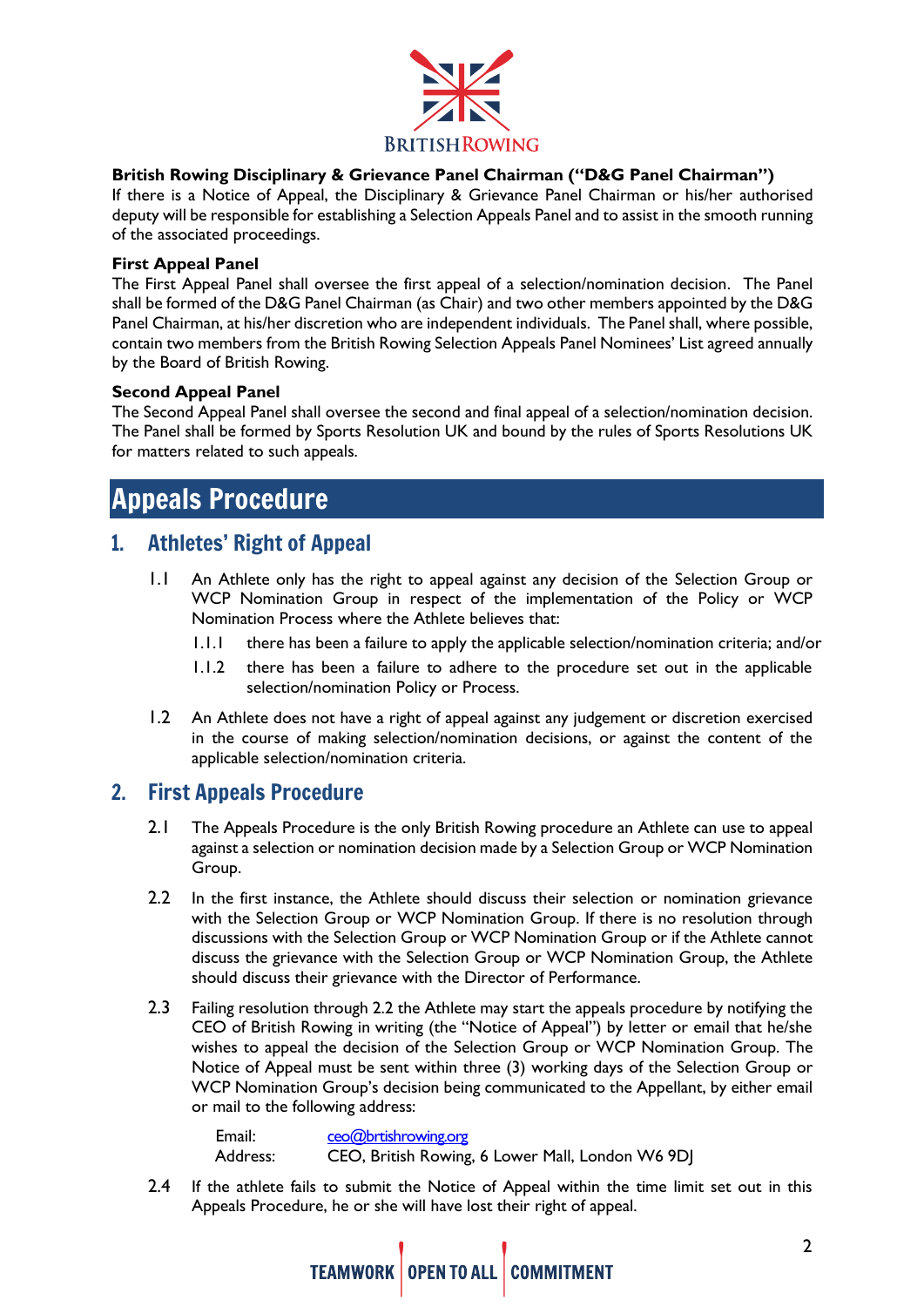**British Rowing Disciplinary & Grievance Panel Chairman ("D&G Panel Chairman")**
If there is a Notice of Appeal, the Disciplinary & Grievance Panel Chairman or his/her authorised deputy will be responsible for establishing a Selection Appeals Panel and to assist in the smooth running of the associated proceedings.

**First Appeal Panel**
The First Appeal Panel shall oversee the first appeal of a selection/nomination decision. The Panel shall be formed of the D&G Panel Chairman (as Chair) and two other members appointed by the D&G Panel Chairman, at his/her discretion who are independent individuals. The Panel shall, where possible, contain two members from the British Rowing Selection Appeals Panel Nominees' List agreed annually by the Board of British Rowing.

**Second Appeal Panel**
The Second Appeal Panel shall oversee the second and final appeal of a selection/nomination decision. The Panel shall be formed by Sports Resolution UK and bound by the rules of Sports Resolutions UK for matters related to such appeals.

# Appeals Procedure

## 1. Athletes' Right of Appeal

1.1 An Athlete only has the right to appeal against any decision of the Selection Group or WCP Nomination Group in respect of the implementation of the Policy or WCP Nomination Process where the Athlete believes that:

1.1.1 there has been a failure to apply the applicable selection/nomination criteria; and/or

1.1.2 there has been a failure to adhere to the procedure set out in the applicable selection/nomination Policy or Process.

1.2 An Athlete does not have a right of appeal against any judgement or discretion exercised in the course of making selection/nomination decisions, or against the content of the applicable selection/nomination criteria.

## 2. First Appeals Procedure

2.1 The Appeals Procedure is the only British Rowing procedure an Athlete can use to appeal against a selection or nomination decision made by a Selection Group or WCP Nomination Group.

2.2 In the first instance, the Athlete should discuss their selection or nomination grievance with the Selection Group or WCP Nomination Group. If there is no resolution through discussions with the Selection Group or WCP Nomination Group or if the Athlete cannot discuss the grievance with the Selection Group or WCP Nomination Group, the Athlete should discuss their grievance with the Director of Performance.

2.3 Failing resolution through 2.2 the Athlete may start the appeals procedure by notifying the CEO of British Rowing in writing (the "Notice of Appeal") by letter or email that he/she wishes to appeal the decision of the Selection Group or WCP Nomination Group. The Notice of Appeal must be sent within three (3) working days of the Selection Group or WCP Nomination Group's decision being communicated to the Appellant, by either email or mail to the following address:

Email: ceo@brtishrowing.org
Address: CEO, British Rowing, 6 Lower Mall, London W6 9DJ

2.4 If the athlete fails to submit the Notice of Appeal within the time limit set out in this Appeals Procedure, he or she will have lost their right of appeal.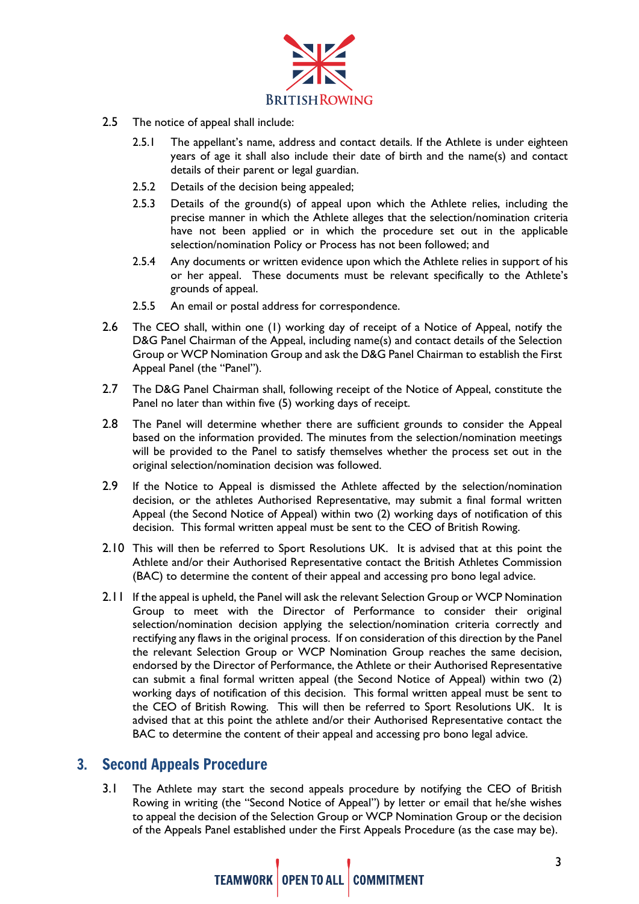2.5 The notice of appeal shall include:

2.5.1 The appellant's name, address and contact details. If the Athlete is under eighteen years of age it shall also include their date of birth and the name(s) and contact details of their parent or legal guardian.

2.5.2 Details of the decision being appealed;

2.5.3 Details of the ground(s) of appeal upon which the Athlete relies, including the precise manner in which the Athlete alleges that the selection/nomination criteria have not been applied or in which the procedure set out in the applicable selection/nomination Policy or Process has not been followed; and

2.5.4 Any documents or written evidence upon which the Athlete relies in support of his or her appeal. These documents must be relevant specifically to the Athlete's grounds of appeal.

2.5.5 An email or postal address for correspondence.

2.6 The CEO shall, within one (1) working day of receipt of a Notice of Appeal, notify the D&G Panel Chairman of the Appeal, including name(s) and contact details of the Selection Group or WCP Nomination Group and ask the D&G Panel Chairman to establish the First Appeal Panel (the "Panel").

2.7 The D&G Panel Chairman shall, following receipt of the Notice of Appeal, constitute the Panel no later than within five (5) working days of receipt.

2.8 The Panel will determine whether there are sufficient grounds to consider the Appeal based on the information provided. The minutes from the selection/nomination meetings will be provided to the Panel to satisfy themselves whether the process set out in the original selection/nomination decision was followed.

2.9 If the Notice to Appeal is dismissed the Athlete affected by the selection/nomination decision, or the athletes Authorised Representative, may submit a final formal written Appeal (the Second Notice of Appeal) within two (2) working days of notification of this decision. This formal written appeal must be sent to the CEO of British Rowing.

2.10 This will then be referred to Sport Resolutions UK. It is advised that at this point the Athlete and/or their Authorised Representative contact the British Athletes Commission (BAC) to determine the content of their appeal and accessing pro bono legal advice.

2.11 If the appeal is upheld, the Panel will ask the relevant Selection Group or WCP Nomination Group to meet with the Director of Performance to consider their original selection/nomination decision applying the selection/nomination criteria correctly and rectifying any flaws in the original process. If on consideration of this direction by the Panel the relevant Selection Group or WCP Nomination Group reaches the same decision, endorsed by the Director of Performance, the Athlete or their Authorised Representative can submit a final formal written appeal (the Second Notice of Appeal) within two (2) working days of notification of this decision. This formal written appeal must be sent to the CEO of British Rowing. This will then be referred to Sport Resolutions UK. It is advised that at this point the athlete and/or their Authorised Representative contact the BAC to determine the content of their appeal and accessing pro bono legal advice.

## 3. Second Appeals Procedure

3.1 The Athlete may start the second appeals procedure by notifying the CEO of British Rowing in writing (the "Second Notice of Appeal") by letter or email that he/she wishes to appeal the decision of the Selection Group or WCP Nomination Group or the decision of the Appeals Panel established under the First Appeals Procedure (as the case may be).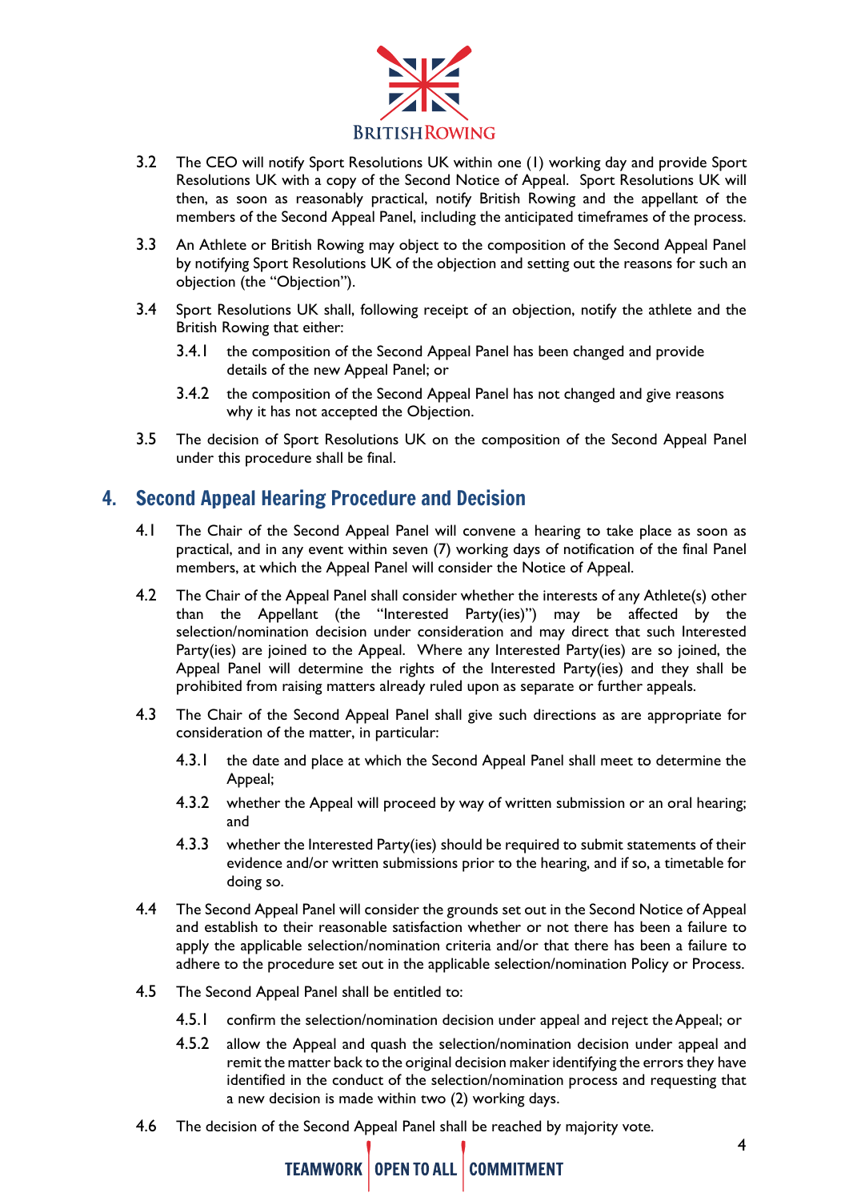3.2 The CEO will notify Sport Resolutions UK within one (1) working day and provide Sport Resolutions UK with a copy of the Second Notice of Appeal. Sport Resolutions UK will then, as soon as reasonably practical, notify British Rowing and the appellant of the members of the Second Appeal Panel, including the anticipated timeframes of the process.

3.3 An Athlete or British Rowing may object to the composition of the Second Appeal Panel by notifying Sport Resolutions UK of the objection and setting out the reasons for such an objection (the "Objection").

3.4 Sport Resolutions UK shall, following receipt of an objection, notify the athlete and the British Rowing that either:

3.4.1 the composition of the Second Appeal Panel has been changed and provide details of the new Appeal Panel; or

3.4.2 the composition of the Second Appeal Panel has not changed and give reasons why it has not accepted the Objection.

3.5 The decision of Sport Resolutions UK on the composition of the Second Appeal Panel under this procedure shall be final.

## 4. Second Appeal Hearing Procedure and Decision

4.1 The Chair of the Second Appeal Panel will convene a hearing to take place as soon as practical, and in any event within seven (7) working days of notification of the final Panel members, at which the Appeal Panel will consider the Notice of Appeal.

4.2 The Chair of the Appeal Panel shall consider whether the interests of any Athlete(s) other than the Appellant (the "Interested Party(ies)") may be affected by the selection/nomination decision under consideration and may direct that such Interested Party(ies) are joined to the Appeal. Where any Interested Party(ies) are so joined, the Appeal Panel will determine the rights of the Interested Party(ies) and they shall be prohibited from raising matters already ruled upon as separate or further appeals.

4.3 The Chair of the Second Appeal Panel shall give such directions as are appropriate for consideration of the matter, in particular:

4.3.1 the date and place at which the Second Appeal Panel shall meet to determine the Appeal;

4.3.2 whether the Appeal will proceed by way of written submission or an oral hearing; and

4.3.3 whether the Interested Party(ies) should be required to submit statements of their evidence and/or written submissions prior to the hearing, and if so, a timetable for doing so.

4.4 The Second Appeal Panel will consider the grounds set out in the Second Notice of Appeal and establish to their reasonable satisfaction whether or not there has been a failure to apply the applicable selection/nomination criteria and/or that there has been a failure to adhere to the procedure set out in the applicable selection/nomination Policy or Process.

4.5 The Second Appeal Panel shall be entitled to:

4.5.1 confirm the selection/nomination decision under appeal and reject the Appeal; or

4.5.2 allow the Appeal and quash the selection/nomination decision under appeal and remit the matter back to the original decision maker identifying the errors they have identified in the conduct of the selection/nomination process and requesting that a new decision is made within two (2) working days.

4.6 The decision of the Second Appeal Panel shall be reached by majority vote.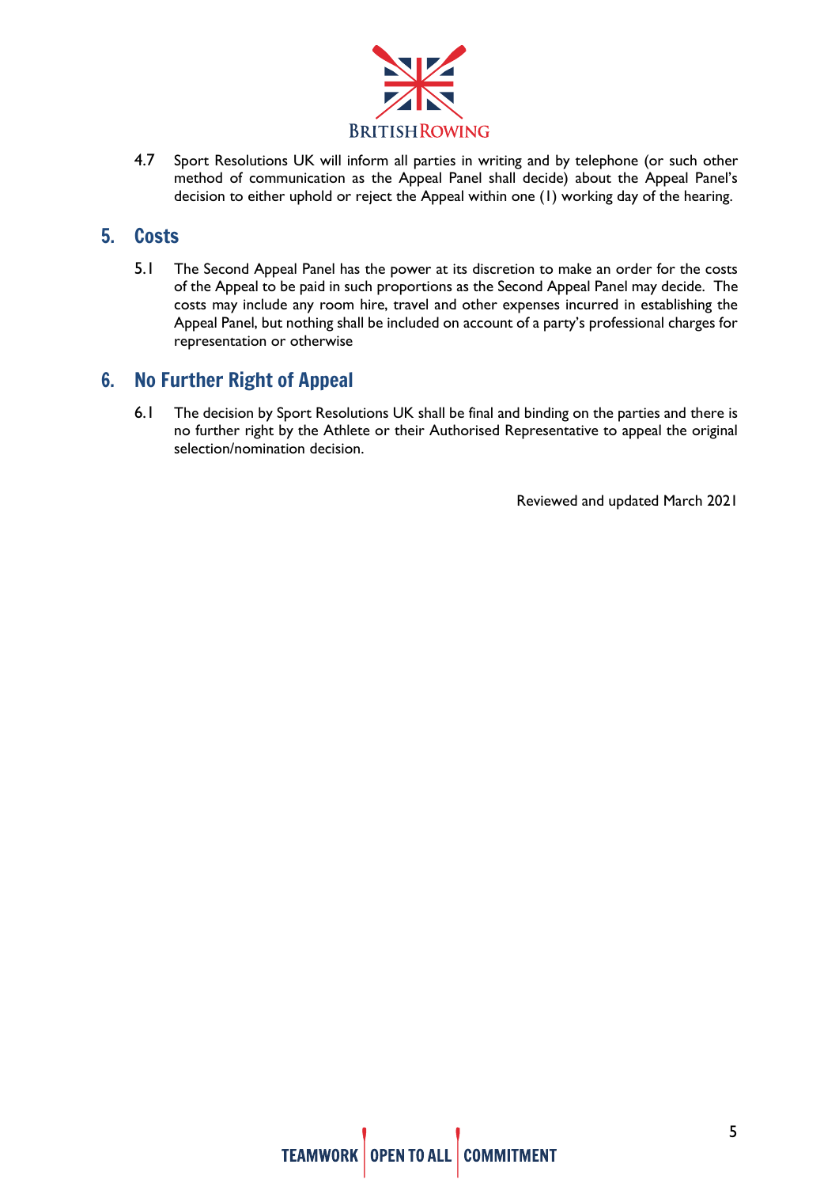4.7 Sport Resolutions UK will inform all parties in writing and by telephone (or such other method of communication as the Appeal Panel shall decide) about the Appeal Panel's decision to either uphold or reject the Appeal within one (1) working day of the hearing.

## 5. Costs

5.1 The Second Appeal Panel has the power at its discretion to make an order for the costs of the Appeal to be paid in such proportions as the Second Appeal Panel may decide. The costs may include any room hire, travel and other expenses incurred in establishing the Appeal Panel, but nothing shall be included on account of a party's professional charges for representation or otherwise

## 6. No Further Right of Appeal

6.1 The decision by Sport Resolutions UK shall be final and binding on the parties and there is no further right by the Athlete or their Authorised Representative to appeal the original selection/nomination decision.

Reviewed and updated March 2021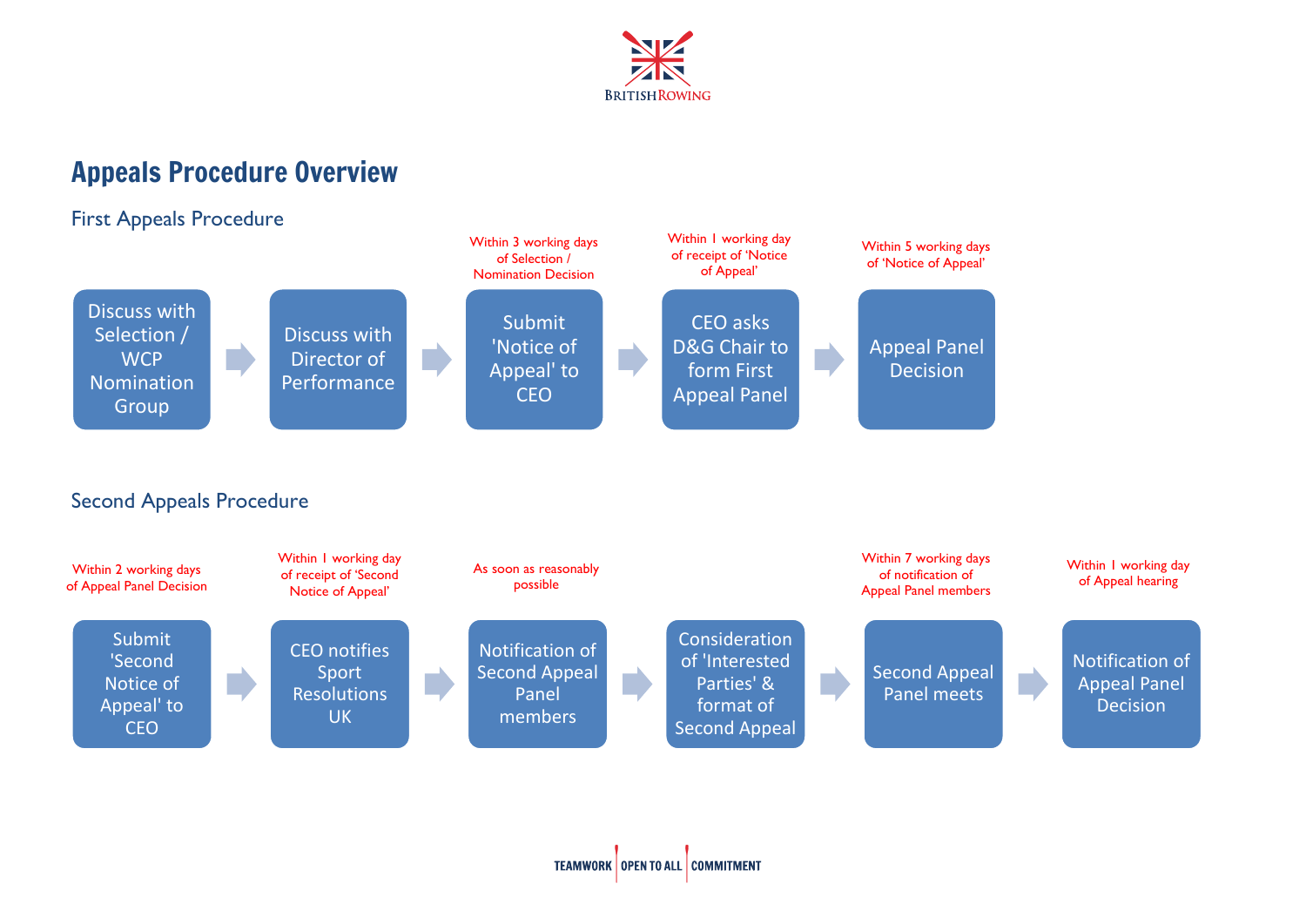# Appeals Procedure Overview

## First Appeals Procedure

Discuss with Selection / WCP Nomination Group

Discuss with Director of Performance

Within 3 working days of Selection / Nomination Decision

Submit 'Notice of Appeal' to CEO

Within 1 working day of receipt of 'Notice of Appeal'

CEO asks D&G Chair to form First Appeal Panel

Within 5 working days of 'Notice of Appeal'

Appeal Panel Decision

## Second Appeals Procedure

Within 2 working days of Appeal Panel Decision

Submit 'Second Notice of Appeal' to CEO

Within 1 working day of receipt of 'Second Notice of Appeal'

CEO notifies Sport Resolutions UK

As soon as reasonably possible

Notification of Second Appeal Panel members

Consideration of 'Interested Parties' & format of Second Appeal

Within 7 working days of notification of Appeal Panel members

Second Appeal Panel meets

Within 1 working day of Appeal hearing

Notification of Appeal Panel Decision

TEAMWORK | OPEN TO ALL | COMMITMENT